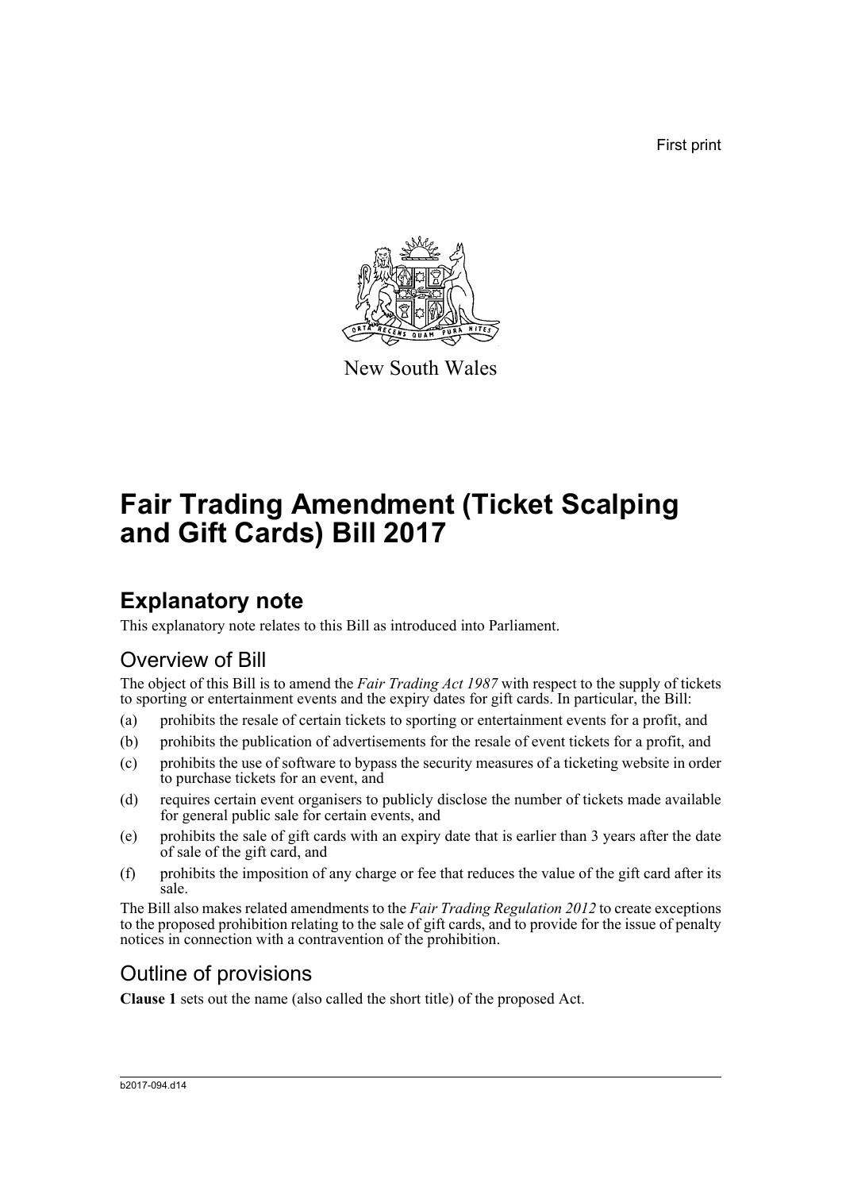First print

New South Wales

# Fair Trading Amendment (Ticket Scalping and Gift Cards) Bill 2017

## Explanatory note

This explanatory note relates to this Bill as introduced into Parliament.

### Overview of Bill

The object of this Bill is to amend the *Fair Trading Act 1987* with respect to the supply of tickets to sporting or entertainment events and the expiry dates for gift cards. In particular, the Bill:

(a) prohibits the resale of certain tickets to sporting or entertainment events for a profit, and

(b) prohibits the publication of advertisements for the resale of event tickets for a profit, and

(c) prohibits the use of software to bypass the security measures of a ticketing website in order to purchase tickets for an event, and

(d) requires certain event organisers to publicly disclose the number of tickets made available for general public sale for certain events, and

(e) prohibits the sale of gift cards with an expiry date that is earlier than 3 years after the date of sale of the gift card, and

(f) prohibits the imposition of any charge or fee that reduces the value of the gift card after its sale.

The Bill also makes related amendments to the *Fair Trading Regulation 2012* to create exceptions to the proposed prohibition relating to the sale of gift cards, and to provide for the issue of penalty notices in connection with a contravention of the prohibition.

### Outline of provisions

**Clause 1** sets out the name (also called the short title) of the proposed Act.

b2017-094.d14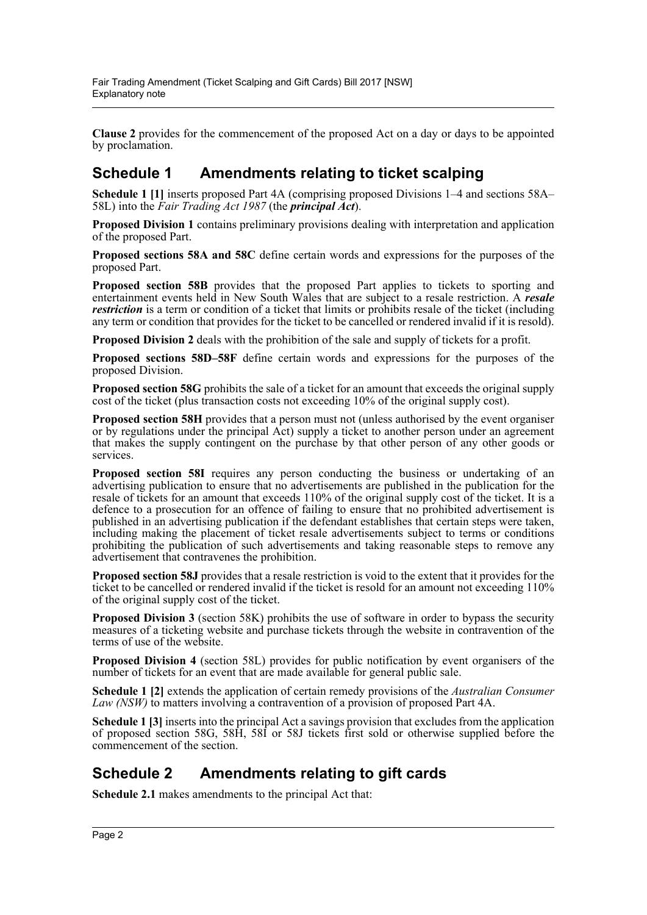**Clause 2** provides for the commencement of the proposed Act on a day or days to be appointed by proclamation.

## Schedule 1 Amendments relating to ticket scalping

**Schedule 1 [1]** inserts proposed Part 4A (comprising proposed Divisions 1–4 and sections 58A–58L) into the *Fair Trading Act 1987* (the ***principal Act***).

**Proposed Division 1** contains preliminary provisions dealing with interpretation and application of the proposed Part.

**Proposed sections 58A and 58C** define certain words and expressions for the purposes of the proposed Part.

**Proposed section 58B** provides that the proposed Part applies to tickets to sporting and entertainment events held in New South Wales that are subject to a resale restriction. A ***resale restriction*** is a term or condition of a ticket that limits or prohibits resale of the ticket (including any term or condition that provides for the ticket to be cancelled or rendered invalid if it is resold).

**Proposed Division 2** deals with the prohibition of the sale and supply of tickets for a profit.

**Proposed sections 58D–58F** define certain words and expressions for the purposes of the proposed Division.

**Proposed section 58G** prohibits the sale of a ticket for an amount that exceeds the original supply cost of the ticket (plus transaction costs not exceeding 10% of the original supply cost).

**Proposed section 58H** provides that a person must not (unless authorised by the event organiser or by regulations under the principal Act) supply a ticket to another person under an agreement that makes the supply contingent on the purchase by that other person of any other goods or services.

**Proposed section 58I** requires any person conducting the business or undertaking of an advertising publication to ensure that no advertisements are published in the publication for the resale of tickets for an amount that exceeds 110% of the original supply cost of the ticket. It is a defence to a prosecution for an offence of failing to ensure that no prohibited advertisement is published in an advertising publication if the defendant establishes that certain steps were taken, including making the placement of ticket resale advertisements subject to terms or conditions prohibiting the publication of such advertisements and taking reasonable steps to remove any advertisement that contravenes the prohibition.

**Proposed section 58J** provides that a resale restriction is void to the extent that it provides for the ticket to be cancelled or rendered invalid if the ticket is resold for an amount not exceeding 110% of the original supply cost of the ticket.

**Proposed Division 3** (section 58K) prohibits the use of software in order to bypass the security measures of a ticketing website and purchase tickets through the website in contravention of the terms of use of the website.

**Proposed Division 4** (section 58L) provides for public notification by event organisers of the number of tickets for an event that are made available for general public sale.

**Schedule 1 [2]** extends the application of certain remedy provisions of the *Australian Consumer Law (NSW)* to matters involving a contravention of a provision of proposed Part 4A.

**Schedule 1 [3]** inserts into the principal Act a savings provision that excludes from the application of proposed section 58G, 58H, 58I or 58J tickets first sold or otherwise supplied before the commencement of the section.

## Schedule 2 Amendments relating to gift cards

**Schedule 2.1** makes amendments to the principal Act that: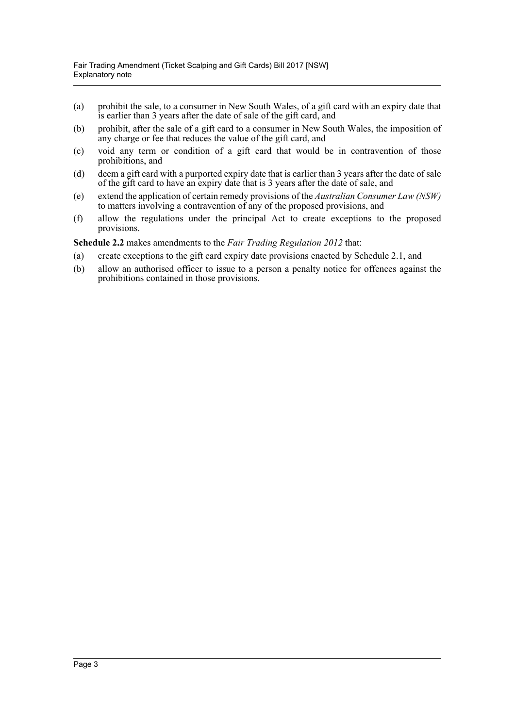(a) prohibit the sale, to a consumer in New South Wales, of a gift card with an expiry date that is earlier than 3 years after the date of sale of the gift card, and

(b) prohibit, after the sale of a gift card to a consumer in New South Wales, the imposition of any charge or fee that reduces the value of the gift card, and

(c) void any term or condition of a gift card that would be in contravention of those prohibitions, and

(d) deem a gift card with a purported expiry date that is earlier than 3 years after the date of sale of the gift card to have an expiry date that is 3 years after the date of sale, and

(e) extend the application of certain remedy provisions of the *Australian Consumer Law (NSW)* to matters involving a contravention of any of the proposed provisions, and

(f) allow the regulations under the principal Act to create exceptions to the proposed provisions.

**Schedule 2.2** makes amendments to the *Fair Trading Regulation 2012* that:

(a) create exceptions to the gift card expiry date provisions enacted by Schedule 2.1, and

(b) allow an authorised officer to issue to a person a penalty notice for offences against the prohibitions contained in those provisions.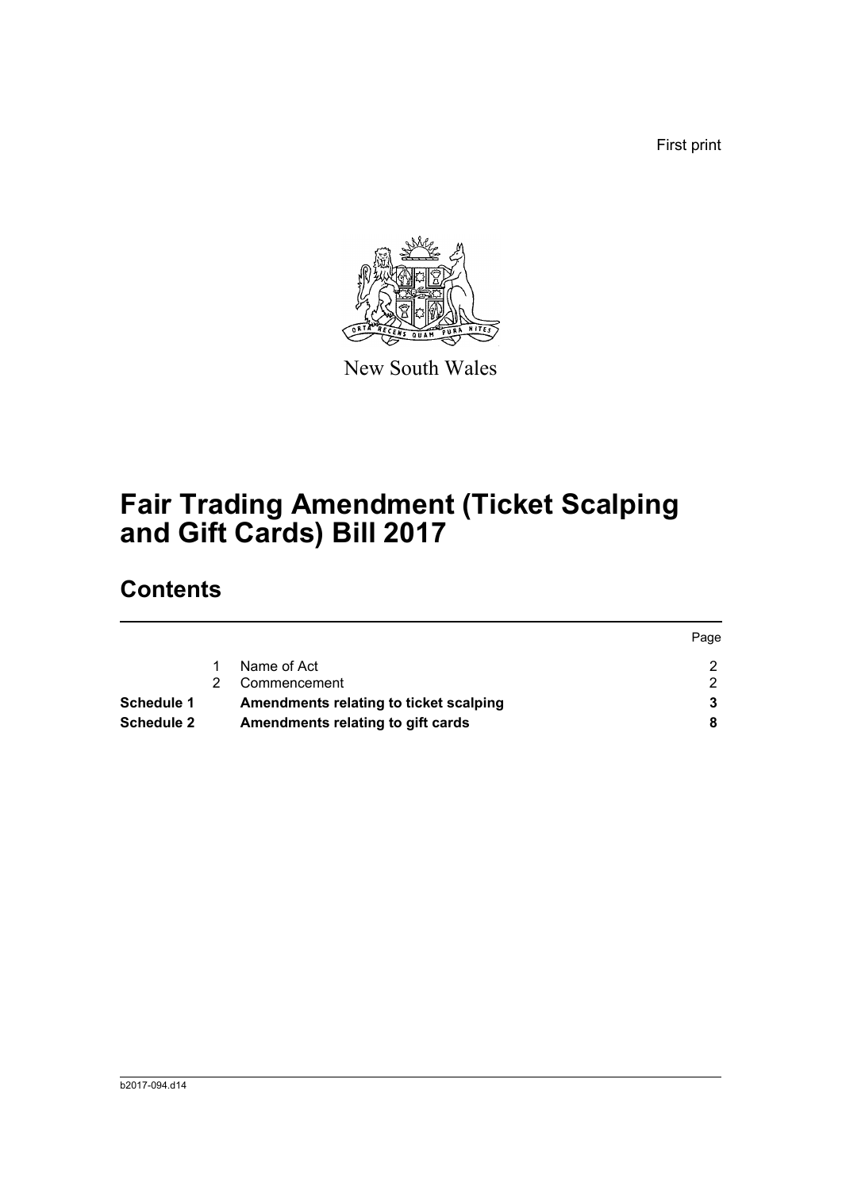First print

New South Wales

# Fair Trading Amendment (Ticket Scalping and Gift Cards) Bill 2017

## Contents

| | | | Page |
|---|---|---|---|
| | 1 | Name of Act | 2 |
| | 2 | Commencement | 2 |
| **Schedule 1** | | **Amendments relating to ticket scalping** | **3** |
| **Schedule 2** | | **Amendments relating to gift cards** | **8** |

b2017-094.d14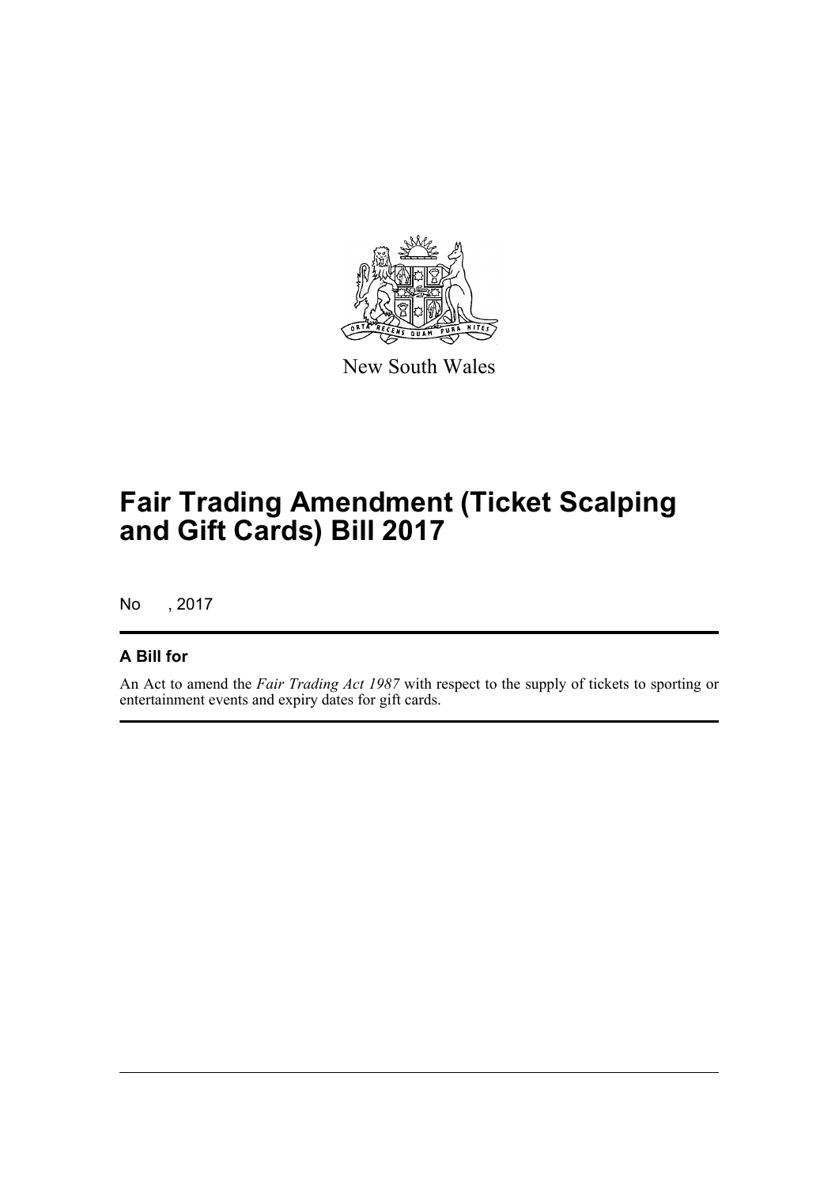New South Wales

# Fair Trading Amendment (Ticket Scalping and Gift Cards) Bill 2017

No , 2017

## A Bill for

An Act to amend the *Fair Trading Act 1987* with respect to the supply of tickets to sporting or entertainment events and expiry dates for gift cards.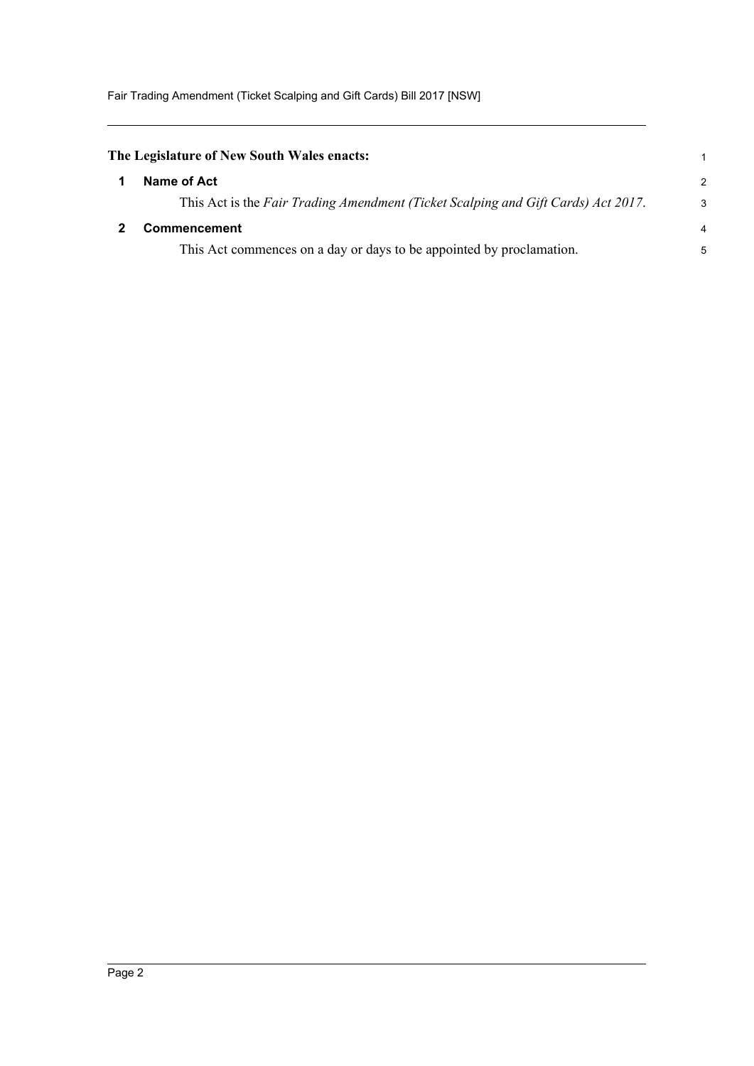**The Legislature of New South Wales enacts:**

## 1 Name of Act

This Act is the *Fair Trading Amendment (Ticket Scalping and Gift Cards) Act 2017*.

## 2 Commencement

This Act commences on a day or days to be appointed by proclamation.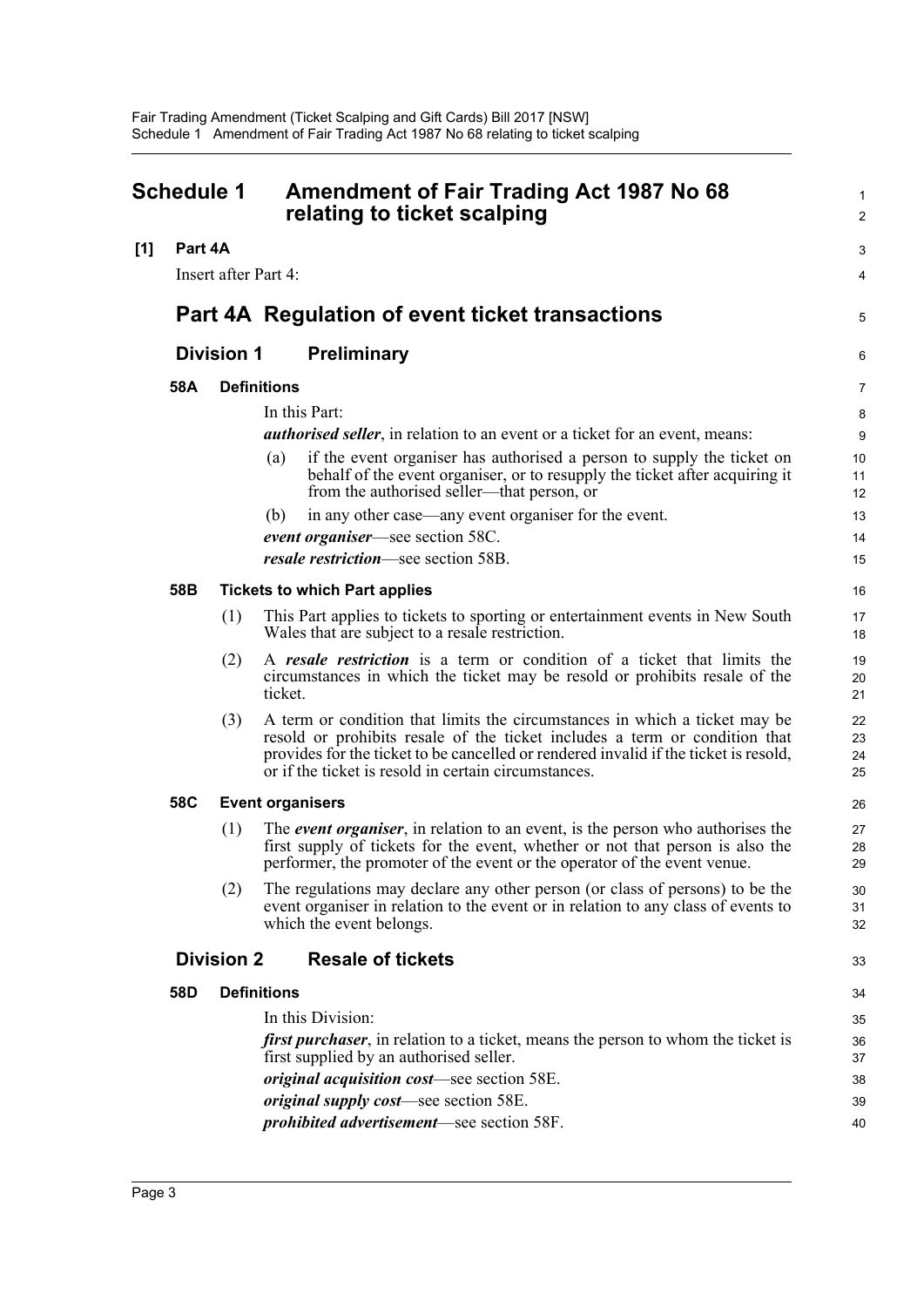# Schedule 1 Amendment of Fair Trading Act 1987 No 68 relating to ticket scalping

**[1] Part 4A**

Insert after Part 4:

## Part 4A Regulation of event ticket transactions

### Division 1 Preliminary

**58A Definitions**

In this Part:

***authorised seller***, in relation to an event or a ticket for an event, means:

(a) if the event organiser has authorised a person to supply the ticket on behalf of the event organiser, or to resupply the ticket after acquiring it from the authorised seller—that person, or

(b) in any other case—any event organiser for the event.

***event organiser***—see section 58C.

***resale restriction***—see section 58B.

**58B Tickets to which Part applies**

(1) This Part applies to tickets to sporting or entertainment events in New South Wales that are subject to a resale restriction.

(2) A ***resale restriction*** is a term or condition of a ticket that limits the circumstances in which the ticket may be resold or prohibits resale of the ticket.

(3) A term or condition that limits the circumstances in which a ticket may be resold or prohibits resale of the ticket includes a term or condition that provides for the ticket to be cancelled or rendered invalid if the ticket is resold, or if the ticket is resold in certain circumstances.

**58C Event organisers**

(1) The ***event organiser***, in relation to an event, is the person who authorises the first supply of tickets for the event, whether or not that person is also the performer, the promoter of the event or the operator of the event venue.

(2) The regulations may declare any other person (or class of persons) to be the event organiser in relation to the event or in relation to any class of events to which the event belongs.

### Division 2 Resale of tickets

**58D Definitions**

In this Division:

***first purchaser***, in relation to a ticket, means the person to whom the ticket is first supplied by an authorised seller.

***original acquisition cost***—see section 58E.

***original supply cost***—see section 58E.

***prohibited advertisement***—see section 58F.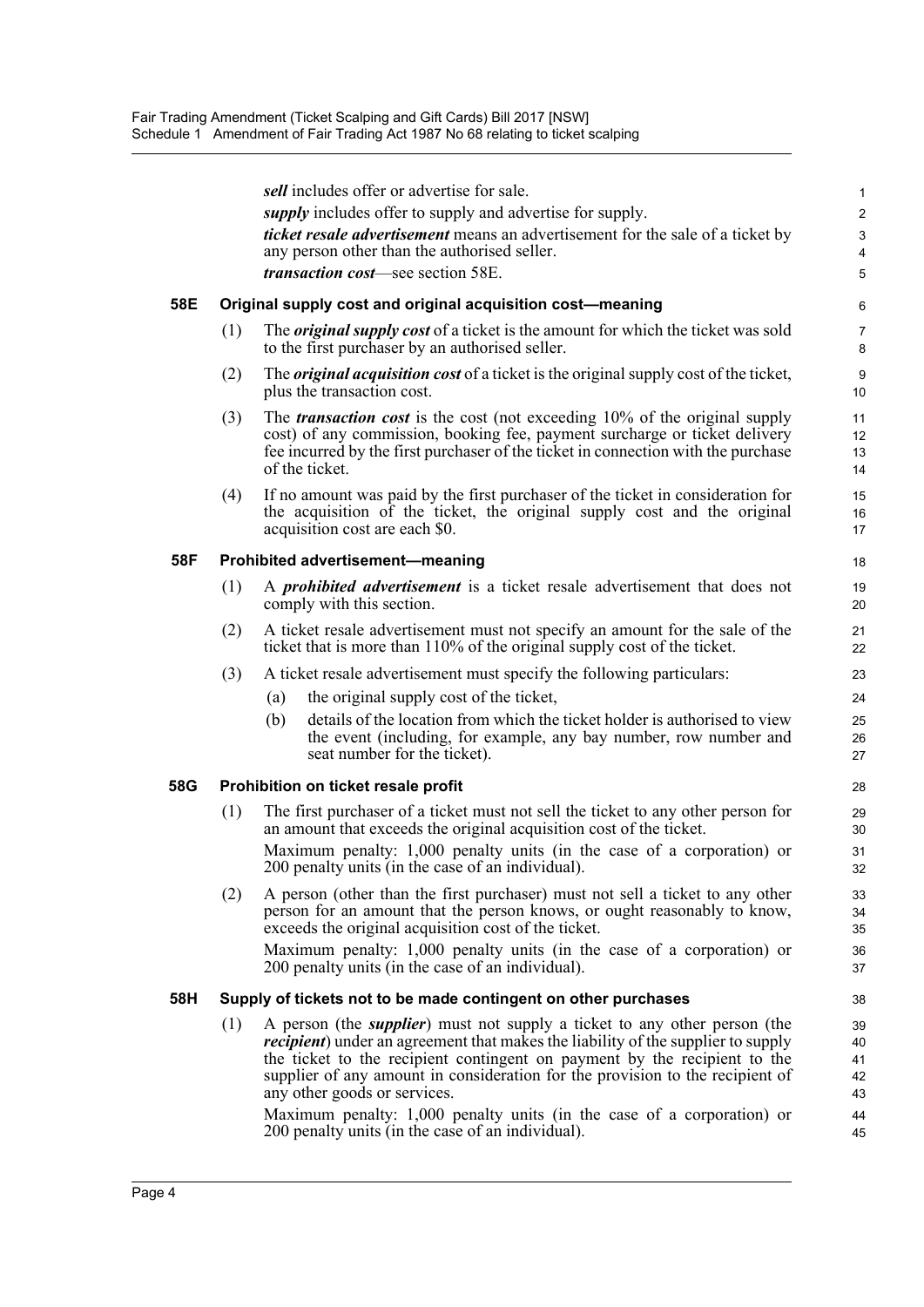***sell*** includes offer or advertise for sale.

***supply*** includes offer to supply and advertise for supply.

***ticket resale advertisement*** means an advertisement for the sale of a ticket by any person other than the authorised seller.

***transaction cost***—see section 58E.

### 58E Original supply cost and original acquisition cost—meaning

(1) The ***original supply cost*** of a ticket is the amount for which the ticket was sold to the first purchaser by an authorised seller.

(2) The ***original acquisition cost*** of a ticket is the original supply cost of the ticket, plus the transaction cost.

(3) The ***transaction cost*** is the cost (not exceeding 10% of the original supply cost) of any commission, booking fee, payment surcharge or ticket delivery fee incurred by the first purchaser of the ticket in connection with the purchase of the ticket.

(4) If no amount was paid by the first purchaser of the ticket in consideration for the acquisition of the ticket, the original supply cost and the original acquisition cost are each $0.

### 58F Prohibited advertisement—meaning

(1) A ***prohibited advertisement*** is a ticket resale advertisement that does not comply with this section.

(2) A ticket resale advertisement must not specify an amount for the sale of the ticket that is more than 110% of the original supply cost of the ticket.

(3) A ticket resale advertisement must specify the following particulars:

(a) the original supply cost of the ticket,

(b) details of the location from which the ticket holder is authorised to view the event (including, for example, any bay number, row number and seat number for the ticket).

### 58G Prohibition on ticket resale profit

(1) The first purchaser of a ticket must not sell the ticket to any other person for an amount that exceeds the original acquisition cost of the ticket.

Maximum penalty: 1,000 penalty units (in the case of a corporation) or 200 penalty units (in the case of an individual).

(2) A person (other than the first purchaser) must not sell a ticket to any other person for an amount that the person knows, or ought reasonably to know, exceeds the original acquisition cost of the ticket.

Maximum penalty: 1,000 penalty units (in the case of a corporation) or 200 penalty units (in the case of an individual).

### 58H Supply of tickets not to be made contingent on other purchases

(1) A person (the ***supplier***) must not supply a ticket to any other person (the ***recipient***) under an agreement that makes the liability of the supplier to supply the ticket to the recipient contingent on payment by the recipient to the supplier of any amount in consideration for the provision to the recipient of any other goods or services.

Maximum penalty: 1,000 penalty units (in the case of a corporation) or 200 penalty units (in the case of an individual).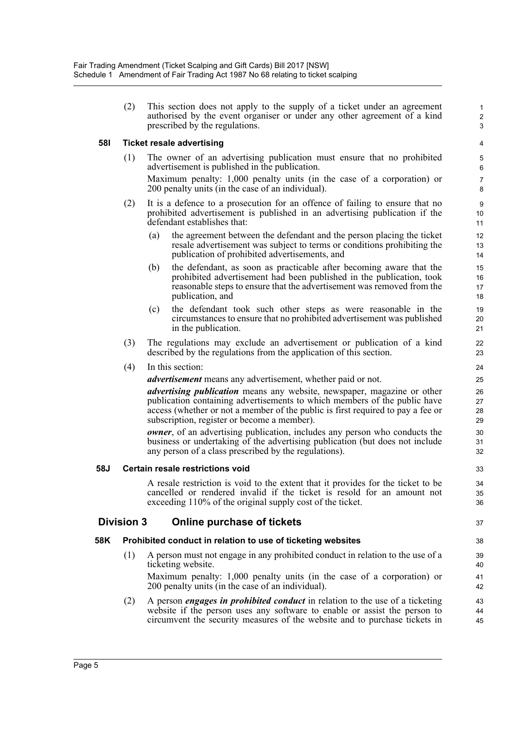(2) This section does not apply to the supply of a ticket under an agreement authorised by the event organiser or under any other agreement of a kind prescribed by the regulations.

### 58I Ticket resale advertising

(1) The owner of an advertising publication must ensure that no prohibited advertisement is published in the publication.

Maximum penalty: 1,000 penalty units (in the case of a corporation) or 200 penalty units (in the case of an individual).

(2) It is a defence to a prosecution for an offence of failing to ensure that no prohibited advertisement is published in an advertising publication if the defendant establishes that:

(a) the agreement between the defendant and the person placing the ticket resale advertisement was subject to terms or conditions prohibiting the publication of prohibited advertisements, and

(b) the defendant, as soon as practicable after becoming aware that the prohibited advertisement had been published in the publication, took reasonable steps to ensure that the advertisement was removed from the publication, and

(c) the defendant took such other steps as were reasonable in the circumstances to ensure that no prohibited advertisement was published in the publication.

(3) The regulations may exclude an advertisement or publication of a kind described by the regulations from the application of this section.

(4) In this section:

***advertisement*** means any advertisement, whether paid or not.

***advertising publication*** means any website, newspaper, magazine or other publication containing advertisements to which members of the public have access (whether or not a member of the public is first required to pay a fee or subscription, register or become a member).

***owner***, of an advertising publication, includes any person who conducts the business or undertaking of the advertising publication (but does not include any person of a class prescribed by the regulations).

### 58J Certain resale restrictions void

A resale restriction is void to the extent that it provides for the ticket to be cancelled or rendered invalid if the ticket is resold for an amount not exceeding 110% of the original supply cost of the ticket.

## Division 3 Online purchase of tickets

### 58K Prohibited conduct in relation to use of ticketing websites

(1) A person must not engage in any prohibited conduct in relation to the use of a ticketing website.

Maximum penalty: 1,000 penalty units (in the case of a corporation) or 200 penalty units (in the case of an individual).

(2) A person ***engages in prohibited conduct*** in relation to the use of a ticketing website if the person uses any software to enable or assist the person to circumvent the security measures of the website and to purchase tickets in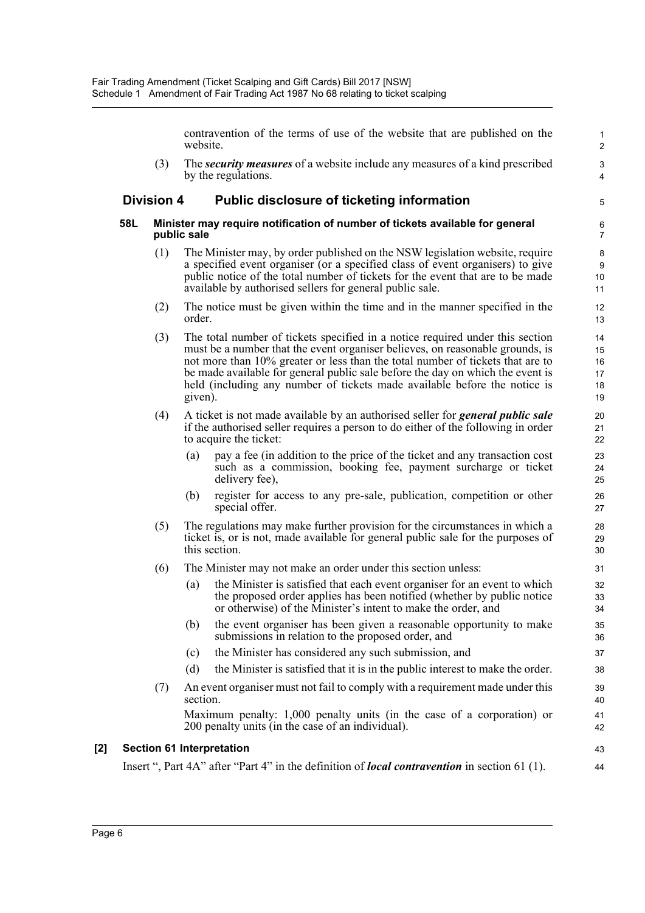contravention of the terms of use of the website that are published on the website.

(3) The ***security measures*** of a website include any measures of a kind prescribed by the regulations.

## Division 4 Public disclosure of ticketing information

### 58L Minister may require notification of number of tickets available for general public sale

(1) The Minister may, by order published on the NSW legislation website, require a specified event organiser (or a specified class of event organisers) to give public notice of the total number of tickets for the event that are to be made available by authorised sellers for general public sale.

(2) The notice must be given within the time and in the manner specified in the order.

(3) The total number of tickets specified in a notice required under this section must be a number that the event organiser believes, on reasonable grounds, is not more than 10% greater or less than the total number of tickets that are to be made available for general public sale before the day on which the event is held (including any number of tickets made available before the notice is given).

(4) A ticket is not made available by an authorised seller for ***general public sale*** if the authorised seller requires a person to do either of the following in order to acquire the ticket:

- (a) pay a fee (in addition to the price of the ticket and any transaction cost such as a commission, booking fee, payment surcharge or ticket delivery fee),
- (b) register for access to any pre-sale, publication, competition or other special offer.

(5) The regulations may make further provision for the circumstances in which a ticket is, or is not, made available for general public sale for the purposes of this section.

(6) The Minister may not make an order under this section unless:

- (a) the Minister is satisfied that each event organiser for an event to which the proposed order applies has been notified (whether by public notice or otherwise) of the Minister's intent to make the order, and
- (b) the event organiser has been given a reasonable opportunity to make submissions in relation to the proposed order, and
- (c) the Minister has considered any such submission, and
- (d) the Minister is satisfied that it is in the public interest to make the order.

(7) An event organiser must not fail to comply with a requirement made under this section.

Maximum penalty: 1,000 penalty units (in the case of a corporation) or 200 penalty units (in the case of an individual).

### [2] Section 61 Interpretation

Insert ", Part 4A" after "Part 4" in the definition of ***local contravention*** in section 61 (1).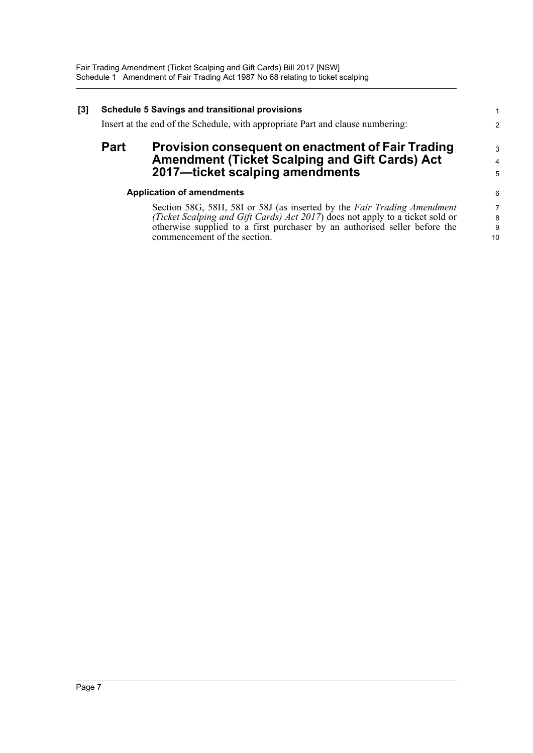**[3] Schedule 5 Savings and transitional provisions**

Insert at the end of the Schedule, with appropriate Part and clause numbering:

## Part Provision consequent on enactment of Fair Trading Amendment (Ticket Scalping and Gift Cards) Act 2017—ticket scalping amendments

### Application of amendments

Section 58G, 58H, 58I or 58J (as inserted by the *Fair Trading Amendment (Ticket Scalping and Gift Cards) Act 2017*) does not apply to a ticket sold or otherwise supplied to a first purchaser by an authorised seller before the commencement of the section.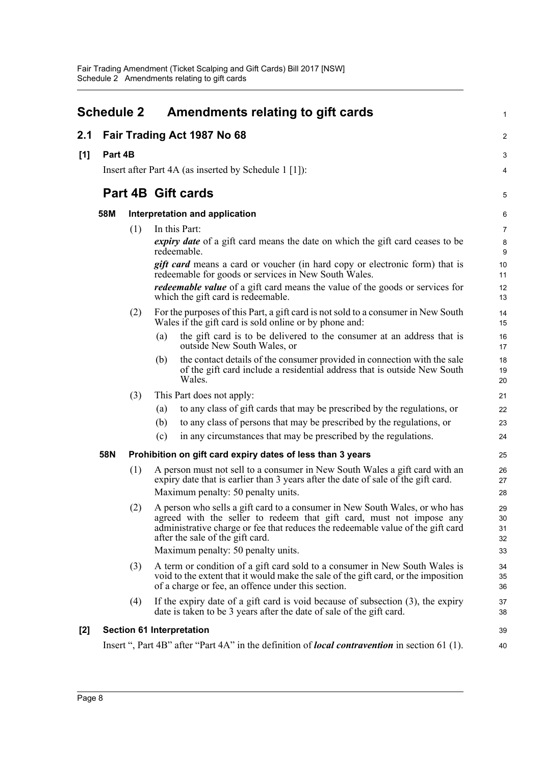# Schedule 2 Amendments relating to gift cards

## 2.1 Fair Trading Act 1987 No 68

### [1] Part 4B

Insert after Part 4A (as inserted by Schedule 1 [1]):

## Part 4B Gift cards

### 58M Interpretation and application

(1) In this Part:

***expiry date*** of a gift card means the date on which the gift card ceases to be redeemable.

***gift card*** means a card or voucher (in hard copy or electronic form) that is redeemable for goods or services in New South Wales.

***redeemable value*** of a gift card means the value of the goods or services for which the gift card is redeemable.

(2) For the purposes of this Part, a gift card is not sold to a consumer in New South Wales if the gift card is sold online or by phone and:

- (a) the gift card is to be delivered to the consumer at an address that is outside New South Wales, or
- (b) the contact details of the consumer provided in connection with the sale of the gift card include a residential address that is outside New South Wales.

(3) This Part does not apply:

- (a) to any class of gift cards that may be prescribed by the regulations, or
- (b) to any class of persons that may be prescribed by the regulations, or
- (c) in any circumstances that may be prescribed by the regulations.

### 58N Prohibition on gift card expiry dates of less than 3 years

(1) A person must not sell to a consumer in New South Wales a gift card with an expiry date that is earlier than 3 years after the date of sale of the gift card.

Maximum penalty: 50 penalty units.

(2) A person who sells a gift card to a consumer in New South Wales, or who has agreed with the seller to redeem that gift card, must not impose any administrative charge or fee that reduces the redeemable value of the gift card after the sale of the gift card.

Maximum penalty: 50 penalty units.

(3) A term or condition of a gift card sold to a consumer in New South Wales is void to the extent that it would make the sale of the gift card, or the imposition of a charge or fee, an offence under this section.

(4) If the expiry date of a gift card is void because of subsection (3), the expiry date is taken to be 3 years after the date of sale of the gift card.

### [2] Section 61 Interpretation

Insert ", Part 4B" after "Part 4A" in the definition of ***local contravention*** in section 61 (1).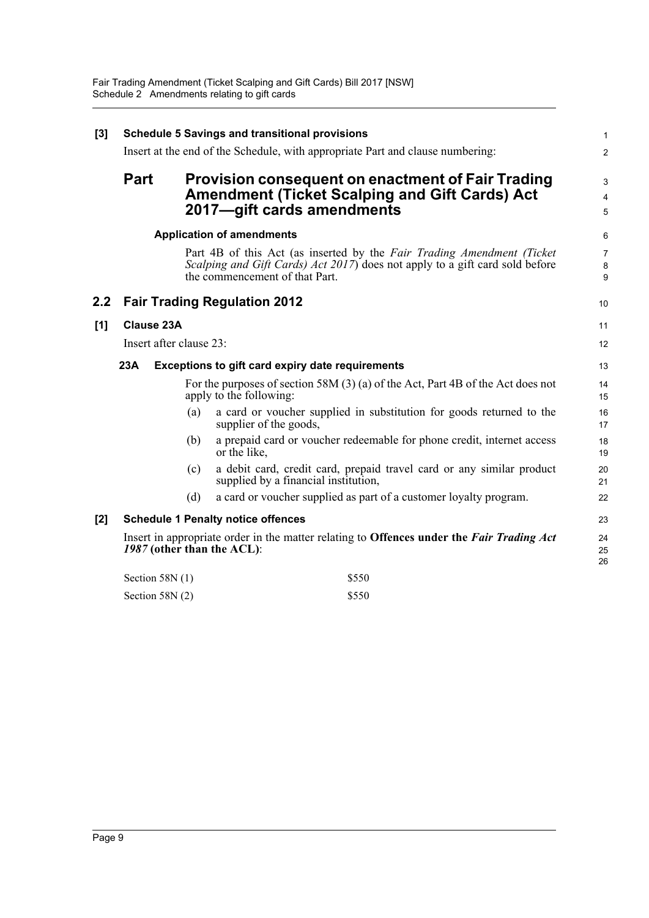**[3] Schedule 5 Savings and transitional provisions**

Insert at the end of the Schedule, with appropriate Part and clause numbering:

## Part Provision consequent on enactment of Fair Trading Amendment (Ticket Scalping and Gift Cards) Act 2017—gift cards amendments

**Application of amendments**

Part 4B of this Act (as inserted by the *Fair Trading Amendment (Ticket Scalping and Gift Cards) Act 2017*) does not apply to a gift card sold before the commencement of that Part.

## 2.2 Fair Trading Regulation 2012

**[1] Clause 23A**

Insert after clause 23:

**23A Exceptions to gift card expiry date requirements**

For the purposes of section 58M (3) (a) of the Act, Part 4B of the Act does not apply to the following:

(a) a card or voucher supplied in substitution for goods returned to the supplier of the goods,

(b) a prepaid card or voucher redeemable for phone credit, internet access or the like,

(c) a debit card, credit card, prepaid travel card or any similar product supplied by a financial institution,

(d) a card or voucher supplied as part of a customer loyalty program.

**[2] Schedule 1 Penalty notice offences**

Insert in appropriate order in the matter relating to **Offences under the *Fair Trading Act 1987* (other than the ACL)**:

| | |
|---|---|
| Section 58N (1) | $550 |
| Section 58N (2) | $550 |